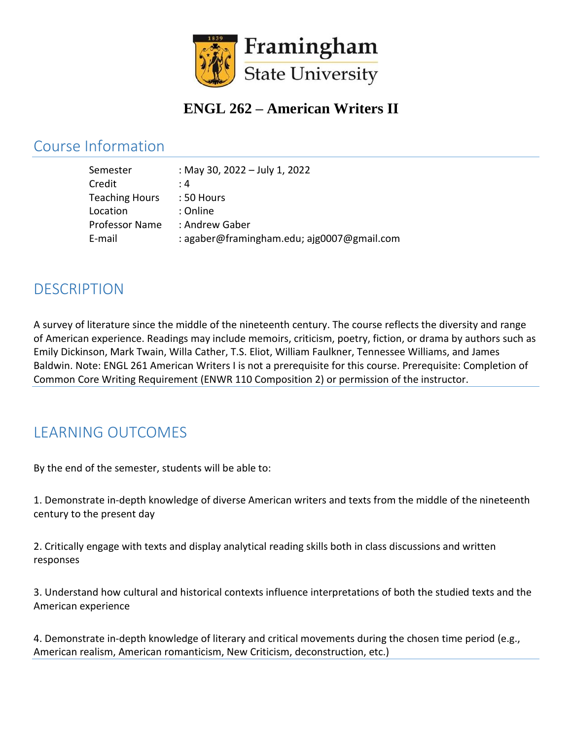Framingham State University

# ENGL 262 – American Writers II

## Course Information

| | |
|---|---|
| Semester | : May 30, 2022 – July 1, 2022 |
| Credit | : 4 |
| Teaching Hours | : 50 Hours |
| Location | : Online |
| Professor Name | : Andrew Gaber |
| E-mail | : agaber@framingham.edu; ajg0007@gmail.com |

## DESCRIPTION

A survey of literature since the middle of the nineteenth century. The course reflects the diversity and range of American experience. Readings may include memoirs, criticism, poetry, fiction, or drama by authors such as Emily Dickinson, Mark Twain, Willa Cather, T.S. Eliot, William Faulkner, Tennessee Williams, and James Baldwin. Note: ENGL 261 American Writers I is not a prerequisite for this course. Prerequisite: Completion of Common Core Writing Requirement (ENWR 110 Composition 2) or permission of the instructor.

## LEARNING OUTCOMES

By the end of the semester, students will be able to:

1. Demonstrate in-depth knowledge of diverse American writers and texts from the middle of the nineteenth century to the present day

2. Critically engage with texts and display analytical reading skills both in class discussions and written responses

3. Understand how cultural and historical contexts influence interpretations of both the studied texts and the American experience

4. Demonstrate in-depth knowledge of literary and critical movements during the chosen time period (e.g., American realism, American romanticism, New Criticism, deconstruction, etc.)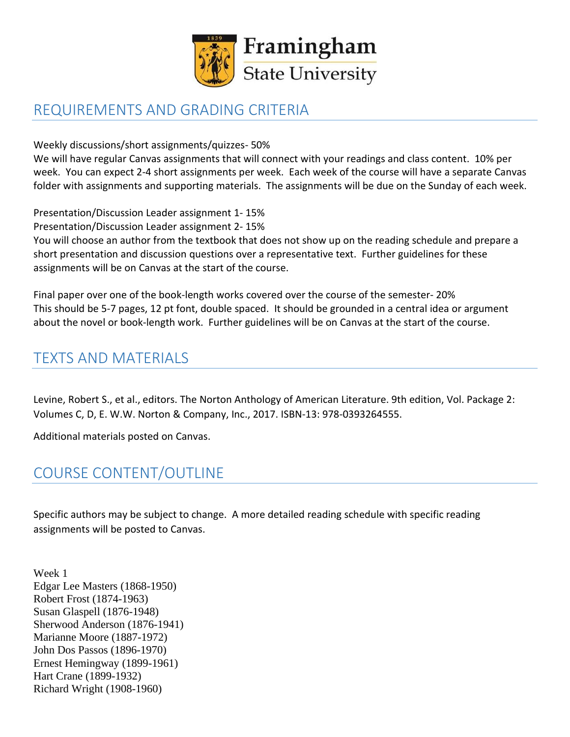## REQUIREMENTS AND GRADING CRITERIA

Weekly discussions/short assignments/quizzes- 50%
We will have regular Canvas assignments that will connect with your readings and class content. 10% per week. You can expect 2-4 short assignments per week. Each week of the course will have a separate Canvas folder with assignments and supporting materials. The assignments will be due on the Sunday of each week.

Presentation/Discussion Leader assignment 1- 15%
Presentation/Discussion Leader assignment 2- 15%
You will choose an author from the textbook that does not show up on the reading schedule and prepare a short presentation and discussion questions over a representative text. Further guidelines for these assignments will be on Canvas at the start of the course.

Final paper over one of the book-length works covered over the course of the semester- 20%
This should be 5-7 pages, 12 pt font, double spaced. It should be grounded in a central idea or argument about the novel or book-length work. Further guidelines will be on Canvas at the start of the course.

## TEXTS AND MATERIALS

Levine, Robert S., et al., editors. The Norton Anthology of American Literature. 9th edition, Vol. Package 2: Volumes C, D, E. W.W. Norton & Company, Inc., 2017. ISBN-13: 978-0393264555.

Additional materials posted on Canvas.

## COURSE CONTENT/OUTLINE

Specific authors may be subject to change. A more detailed reading schedule with specific reading assignments will be posted to Canvas.

Week 1
Edgar Lee Masters (1868-1950)
Robert Frost (1874-1963)
Susan Glaspell (1876-1948)
Sherwood Anderson (1876-1941)
Marianne Moore (1887-1972)
John Dos Passos (1896-1970)
Ernest Hemingway (1899-1961)
Hart Crane (1899-1932)
Richard Wright (1908-1960)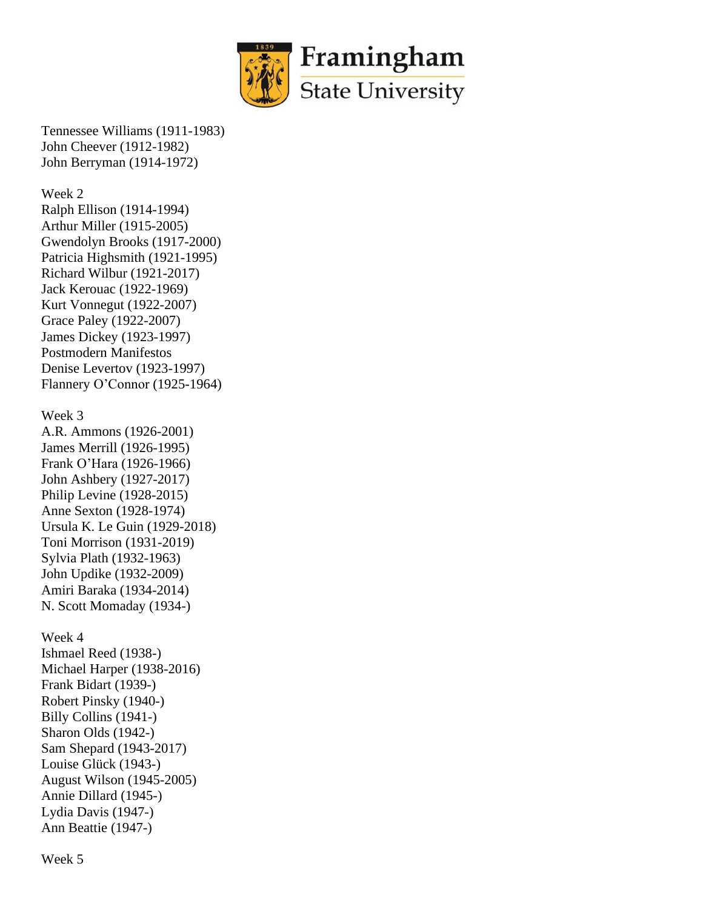Tennessee Williams (1911-1983)
John Cheever (1912-1982)
John Berryman (1914-1972)

Week 2
Ralph Ellison (1914-1994)
Arthur Miller (1915-2005)
Gwendolyn Brooks (1917-2000)
Patricia Highsmith (1921-1995)
Richard Wilbur (1921-2017)
Jack Kerouac (1922-1969)
Kurt Vonnegut (1922-2007)
Grace Paley (1922-2007)
James Dickey (1923-1997)
Postmodern Manifestos
Denise Levertov (1923-1997)
Flannery O'Connor (1925-1964)

Week 3
A.R. Ammons (1926-2001)
James Merrill (1926-1995)
Frank O'Hara (1926-1966)
John Ashbery (1927-2017)
Philip Levine (1928-2015)
Anne Sexton (1928-1974)
Ursula K. Le Guin (1929-2018)
Toni Morrison (1931-2019)
Sylvia Plath (1932-1963)
John Updike (1932-2009)
Amiri Baraka (1934-2014)
N. Scott Momaday (1934-)

Week 4
Ishmael Reed (1938-)
Michael Harper (1938-2016)
Frank Bidart (1939-)
Robert Pinsky (1940-)
Billy Collins (1941-)
Sharon Olds (1942-)
Sam Shepard (1943-2017)
Louise Glück (1943-)
August Wilson (1945-2005)
Annie Dillard (1945-)
Lydia Davis (1947-)
Ann Beattie (1947-)

Week 5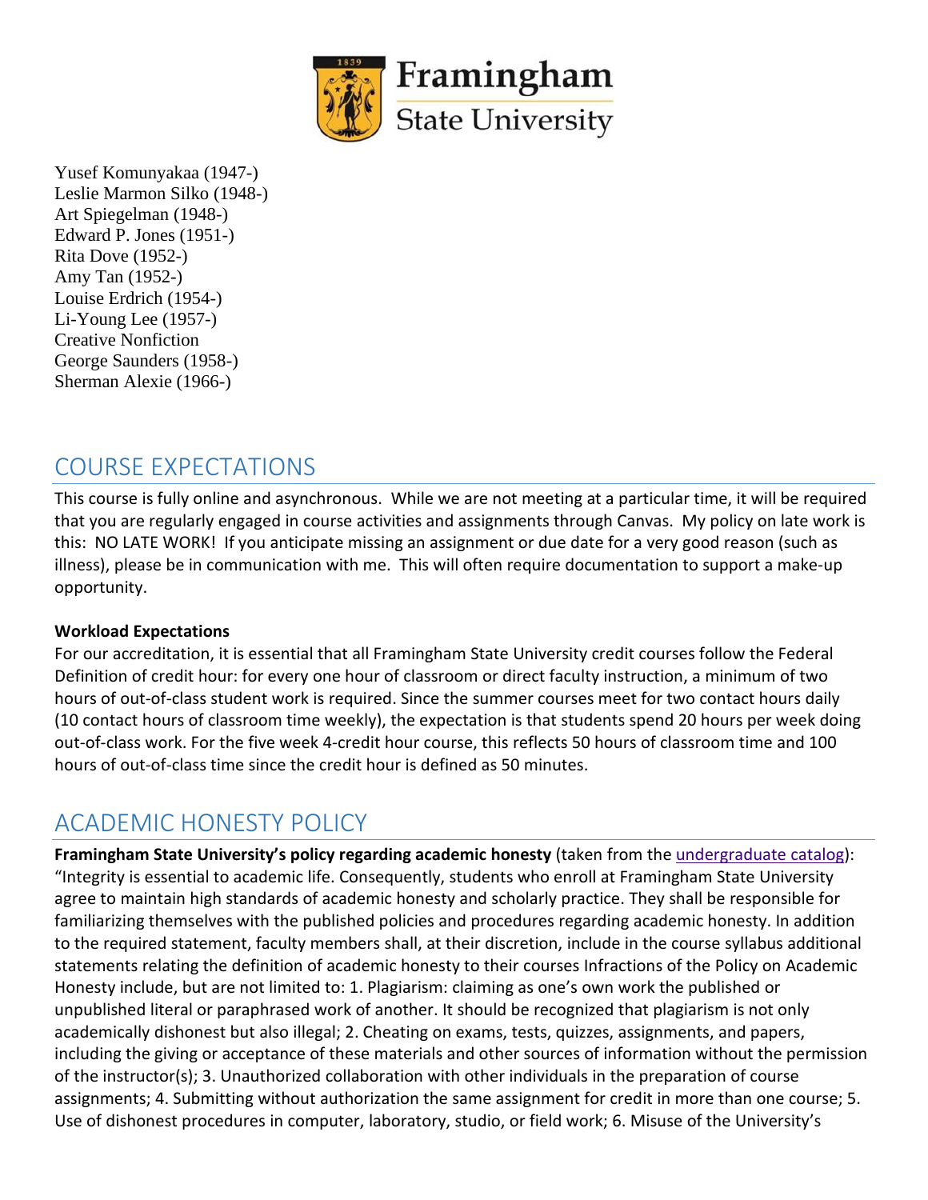Yusef Komunyakaa (1947-)
Leslie Marmon Silko (1948-)
Art Spiegelman (1948-)
Edward P. Jones (1951-)
Rita Dove (1952-)
Amy Tan (1952-)
Louise Erdrich (1954-)
Li-Young Lee (1957-)
Creative Nonfiction
George Saunders (1958-)
Sherman Alexie (1966-)

# COURSE EXPECTATIONS

This course is fully online and asynchronous. While we are not meeting at a particular time, it will be required that you are regularly engaged in course activities and assignments through Canvas. My policy on late work is this: NO LATE WORK! If you anticipate missing an assignment or due date for a very good reason (such as illness), please be in communication with me. This will often require documentation to support a make-up opportunity.

**Workload Expectations**
For our accreditation, it is essential that all Framingham State University credit courses follow the Federal Definition of credit hour: for every one hour of classroom or direct faculty instruction, a minimum of two hours of out-of-class student work is required. Since the summer courses meet for two contact hours daily (10 contact hours of classroom time weekly), the expectation is that students spend 20 hours per week doing out-of-class work. For the five week 4-credit hour course, this reflects 50 hours of classroom time and 100 hours of out-of-class time since the credit hour is defined as 50 minutes.

# ACADEMIC HONESTY POLICY

**Framingham State University's policy regarding academic honesty** (taken from the undergraduate catalog): "Integrity is essential to academic life. Consequently, students who enroll at Framingham State University agree to maintain high standards of academic honesty and scholarly practice. They shall be responsible for familiarizing themselves with the published policies and procedures regarding academic honesty. In addition to the required statement, faculty members shall, at their discretion, include in the course syllabus additional statements relating the definition of academic honesty to their courses Infractions of the Policy on Academic Honesty include, but are not limited to: 1. Plagiarism: claiming as one's own work the published or unpublished literal or paraphrased work of another. It should be recognized that plagiarism is not only academically dishonest but also illegal; 2. Cheating on exams, tests, quizzes, assignments, and papers, including the giving or acceptance of these materials and other sources of information without the permission of the instructor(s); 3. Unauthorized collaboration with other individuals in the preparation of course assignments; 4. Submitting without authorization the same assignment for credit in more than one course; 5. Use of dishonest procedures in computer, laboratory, studio, or field work; 6. Misuse of the University's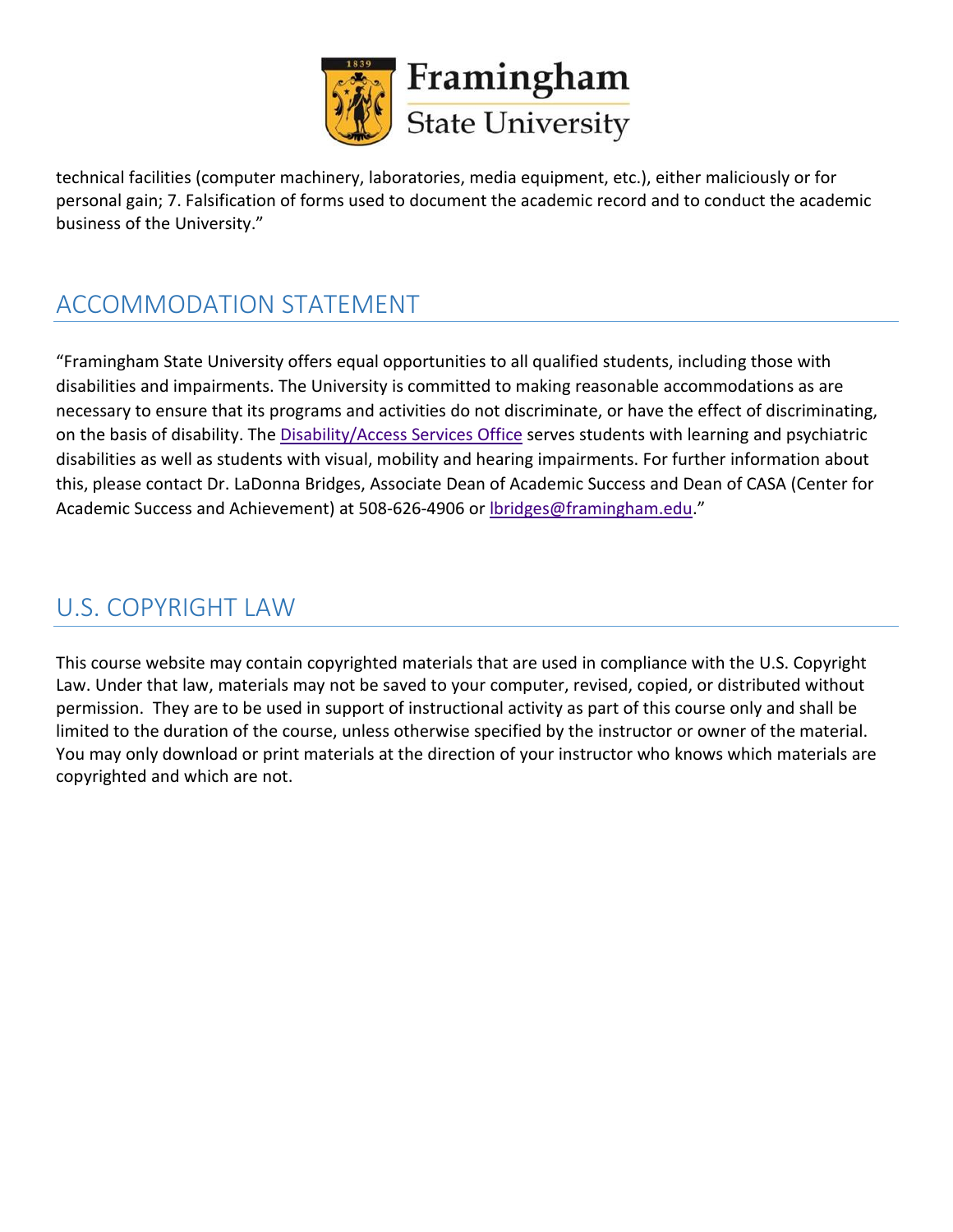technical facilities (computer machinery, laboratories, media equipment, etc.), either maliciously or for personal gain; 7. Falsification of forms used to document the academic record and to conduct the academic business of the University."

## ACCOMMODATION STATEMENT

"Framingham State University offers equal opportunities to all qualified students, including those with disabilities and impairments. The University is committed to making reasonable accommodations as are necessary to ensure that its programs and activities do not discriminate, or have the effect of discriminating, on the basis of disability. The Disability/Access Services Office serves students with learning and psychiatric disabilities as well as students with visual, mobility and hearing impairments. For further information about this, please contact Dr. LaDonna Bridges, Associate Dean of Academic Success and Dean of CASA (Center for Academic Success and Achievement) at 508-626-4906 or lbridges@framingham.edu."

## U.S. COPYRIGHT LAW

This course website may contain copyrighted materials that are used in compliance with the U.S. Copyright Law. Under that law, materials may not be saved to your computer, revised, copied, or distributed without permission. They are to be used in support of instructional activity as part of this course only and shall be limited to the duration of the course, unless otherwise specified by the instructor or owner of the material. You may only download or print materials at the direction of your instructor who knows which materials are copyrighted and which are not.